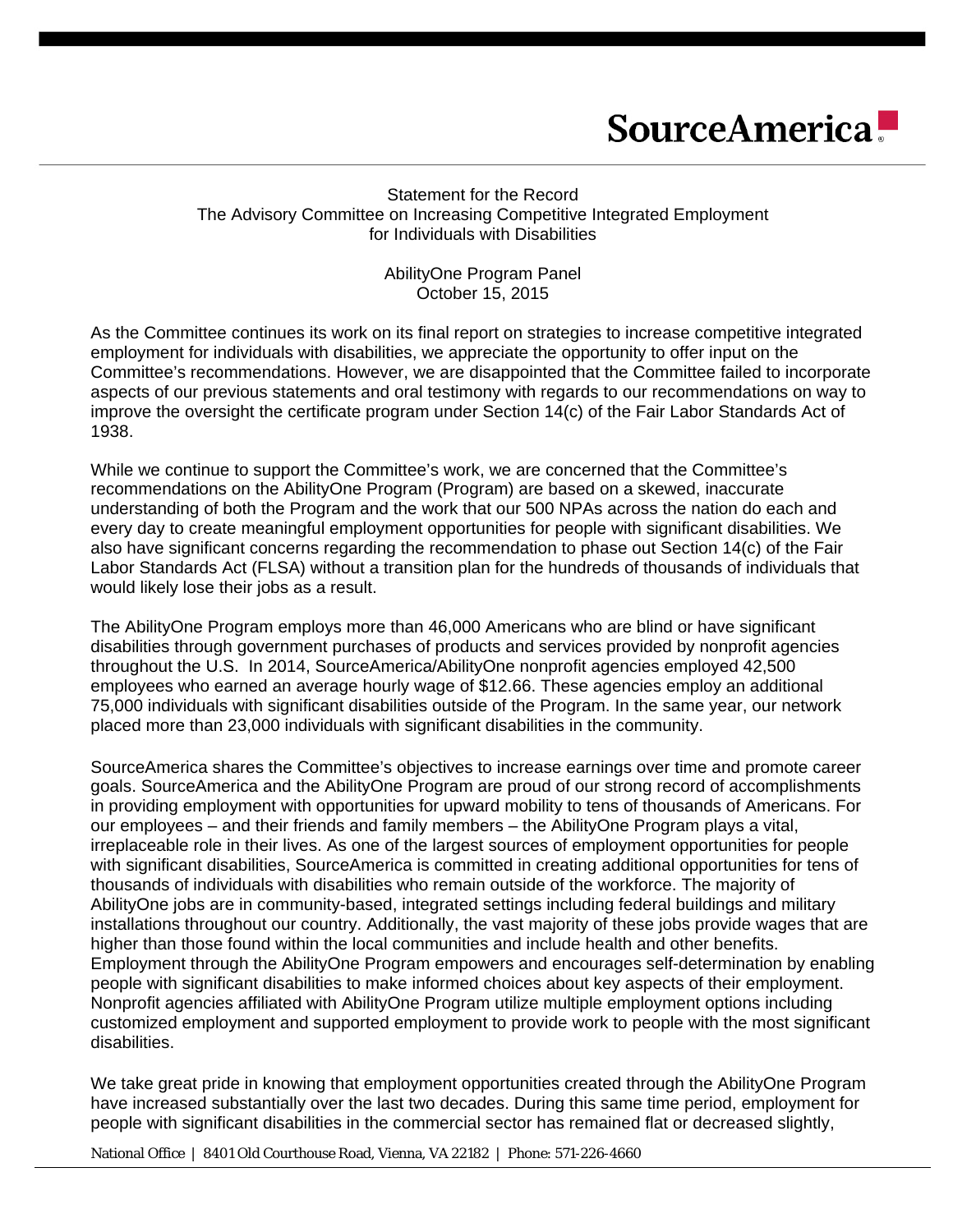**SourceAmerica**

Statement for the Record
The Advisory Committee on Increasing Competitive Integrated Employment for Individuals with Disabilities

AbilityOne Program Panel
October 15, 2015

As the Committee continues its work on its final report on strategies to increase competitive integrated employment for individuals with disabilities, we appreciate the opportunity to offer input on the Committee's recommendations. However, we are disappointed that the Committee failed to incorporate aspects of our previous statements and oral testimony with regards to our recommendations on way to improve the oversight the certificate program under Section 14(c) of the Fair Labor Standards Act of 1938.

While we continue to support the Committee's work, we are concerned that the Committee's recommendations on the AbilityOne Program (Program) are based on a skewed, inaccurate understanding of both the Program and the work that our 500 NPAs across the nation do each and every day to create meaningful employment opportunities for people with significant disabilities. We also have significant concerns regarding the recommendation to phase out Section 14(c) of the Fair Labor Standards Act (FLSA) without a transition plan for the hundreds of thousands of individuals that would likely lose their jobs as a result.

The AbilityOne Program employs more than 46,000 Americans who are blind or have significant disabilities through government purchases of products and services provided by nonprofit agencies throughout the U.S. In 2014, SourceAmerica/AbilityOne nonprofit agencies employed 42,500 employees who earned an average hourly wage of $12.66. These agencies employ an additional 75,000 individuals with significant disabilities outside of the Program. In the same year, our network placed more than 23,000 individuals with significant disabilities in the community.

SourceAmerica shares the Committee's objectives to increase earnings over time and promote career goals. SourceAmerica and the AbilityOne Program are proud of our strong record of accomplishments in providing employment with opportunities for upward mobility to tens of thousands of Americans. For our employees – and their friends and family members – the AbilityOne Program plays a vital, irreplaceable role in their lives. As one of the largest sources of employment opportunities for people with significant disabilities, SourceAmerica is committed in creating additional opportunities for tens of thousands of individuals with disabilities who remain outside of the workforce. The majority of AbilityOne jobs are in community-based, integrated settings including federal buildings and military installations throughout our country. Additionally, the vast majority of these jobs provide wages that are higher than those found within the local communities and include health and other benefits. Employment through the AbilityOne Program empowers and encourages self-determination by enabling people with significant disabilities to make informed choices about key aspects of their employment. Nonprofit agencies affiliated with AbilityOne Program utilize multiple employment options including customized employment and supported employment to provide work to people with the most significant disabilities.

We take great pride in knowing that employment opportunities created through the AbilityOne Program have increased substantially over the last two decades. During this same time period, employment for people with significant disabilities in the commercial sector has remained flat or decreased slightly,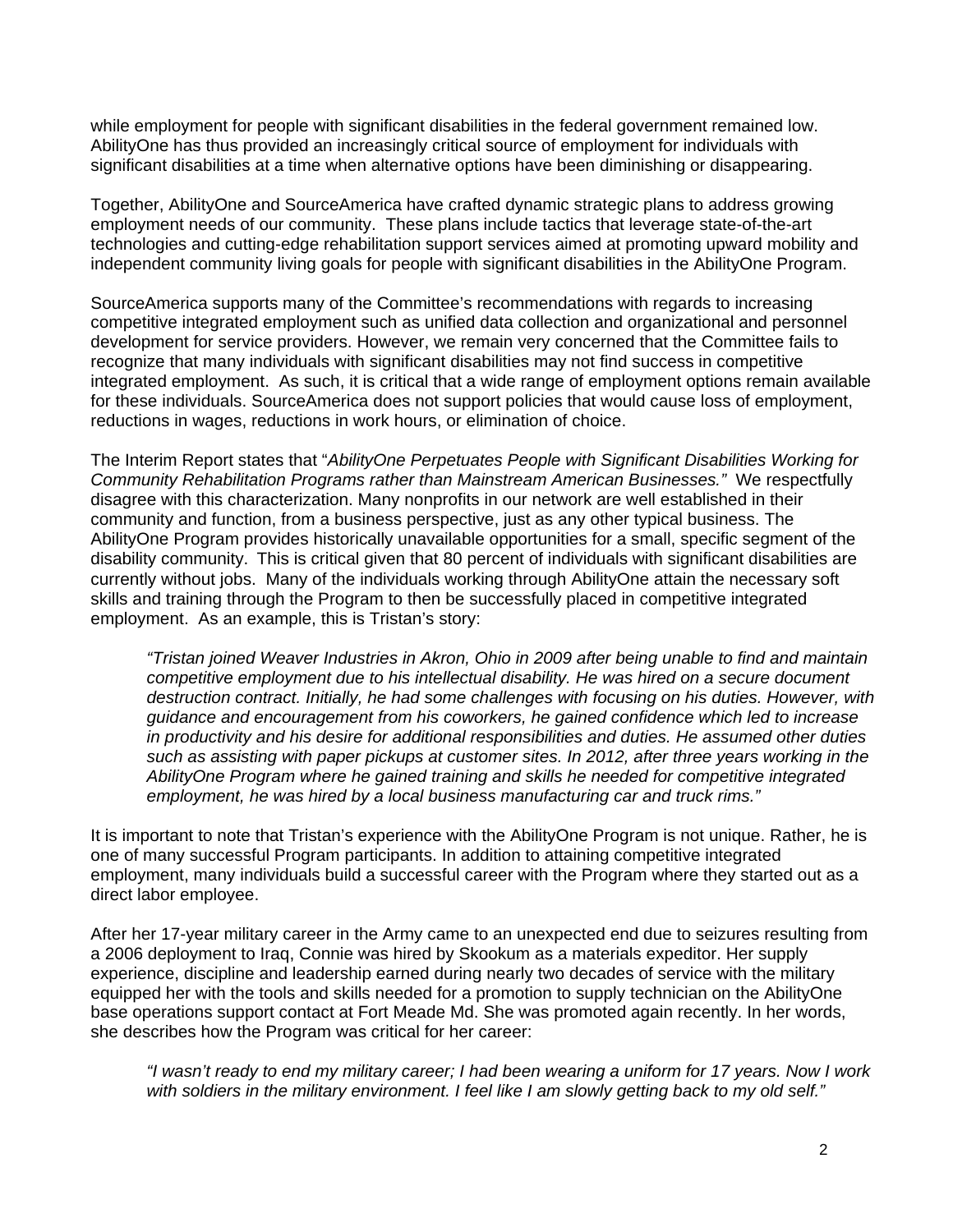while employment for people with significant disabilities in the federal government remained low. AbilityOne has thus provided an increasingly critical source of employment for individuals with significant disabilities at a time when alternative options have been diminishing or disappearing.

Together, AbilityOne and SourceAmerica have crafted dynamic strategic plans to address growing employment needs of our community. These plans include tactics that leverage state-of-the-art technologies and cutting-edge rehabilitation support services aimed at promoting upward mobility and independent community living goals for people with significant disabilities in the AbilityOne Program.

SourceAmerica supports many of the Committee's recommendations with regards to increasing competitive integrated employment such as unified data collection and organizational and personnel development for service providers. However, we remain very concerned that the Committee fails to recognize that many individuals with significant disabilities may not find success in competitive integrated employment. As such, it is critical that a wide range of employment options remain available for these individuals. SourceAmerica does not support policies that would cause loss of employment, reductions in wages, reductions in work hours, or elimination of choice.

The Interim Report states that "*AbilityOne Perpetuates People with Significant Disabilities Working for Community Rehabilitation Programs rather than Mainstream American Businesses.*" We respectfully disagree with this characterization. Many nonprofits in our network are well established in their community and function, from a business perspective, just as any other typical business. The AbilityOne Program provides historically unavailable opportunities for a small, specific segment of the disability community. This is critical given that 80 percent of individuals with significant disabilities are currently without jobs. Many of the individuals working through AbilityOne attain the necessary soft skills and training through the Program to then be successfully placed in competitive integrated employment. As an example, this is Tristan's story:

> *"Tristan joined Weaver Industries in Akron, Ohio in 2009 after being unable to find and maintain competitive employment due to his intellectual disability. He was hired on a secure document destruction contract. Initially, he had some challenges with focusing on his duties. However, with guidance and encouragement from his coworkers, he gained confidence which led to increase in productivity and his desire for additional responsibilities and duties. He assumed other duties such as assisting with paper pickups at customer sites. In 2012, after three years working in the AbilityOne Program where he gained training and skills he needed for competitive integrated employment, he was hired by a local business manufacturing car and truck rims."*

It is important to note that Tristan's experience with the AbilityOne Program is not unique. Rather, he is one of many successful Program participants. In addition to attaining competitive integrated employment, many individuals build a successful career with the Program where they started out as a direct labor employee.

After her 17-year military career in the Army came to an unexpected end due to seizures resulting from a 2006 deployment to Iraq, Connie was hired by Skookum as a materials expeditor. Her supply experience, discipline and leadership earned during nearly two decades of service with the military equipped her with the tools and skills needed for a promotion to supply technician on the AbilityOne base operations support contact at Fort Meade Md. She was promoted again recently. In her words, she describes how the Program was critical for her career:

> *"I wasn't ready to end my military career; I had been wearing a uniform for 17 years. Now I work with soldiers in the military environment. I feel like I am slowly getting back to my old self."*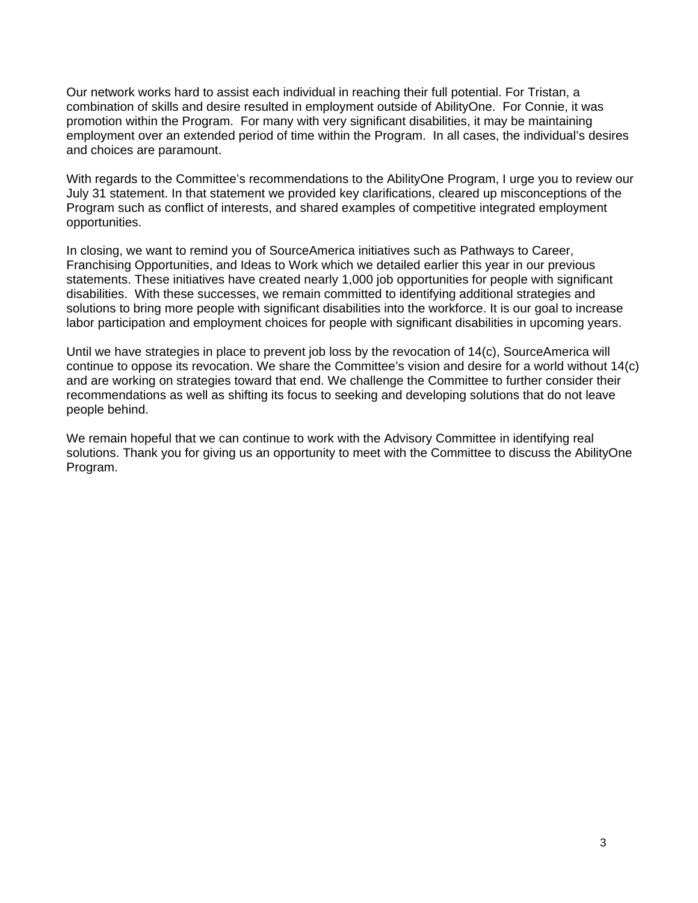Our network works hard to assist each individual in reaching their full potential. For Tristan, a combination of skills and desire resulted in employment outside of AbilityOne. For Connie, it was promotion within the Program. For many with very significant disabilities, it may be maintaining employment over an extended period of time within the Program. In all cases, the individual's desires and choices are paramount.

With regards to the Committee's recommendations to the AbilityOne Program, I urge you to review our July 31 statement. In that statement we provided key clarifications, cleared up misconceptions of the Program such as conflict of interests, and shared examples of competitive integrated employment opportunities.

In closing, we want to remind you of SourceAmerica initiatives such as Pathways to Career, Franchising Opportunities, and Ideas to Work which we detailed earlier this year in our previous statements. These initiatives have created nearly 1,000 job opportunities for people with significant disabilities. With these successes, we remain committed to identifying additional strategies and solutions to bring more people with significant disabilities into the workforce. It is our goal to increase labor participation and employment choices for people with significant disabilities in upcoming years.

Until we have strategies in place to prevent job loss by the revocation of 14(c), SourceAmerica will continue to oppose its revocation. We share the Committee's vision and desire for a world without 14(c) and are working on strategies toward that end. We challenge the Committee to further consider their recommendations as well as shifting its focus to seeking and developing solutions that do not leave people behind.

We remain hopeful that we can continue to work with the Advisory Committee in identifying real solutions. Thank you for giving us an opportunity to meet with the Committee to discuss the AbilityOne Program.